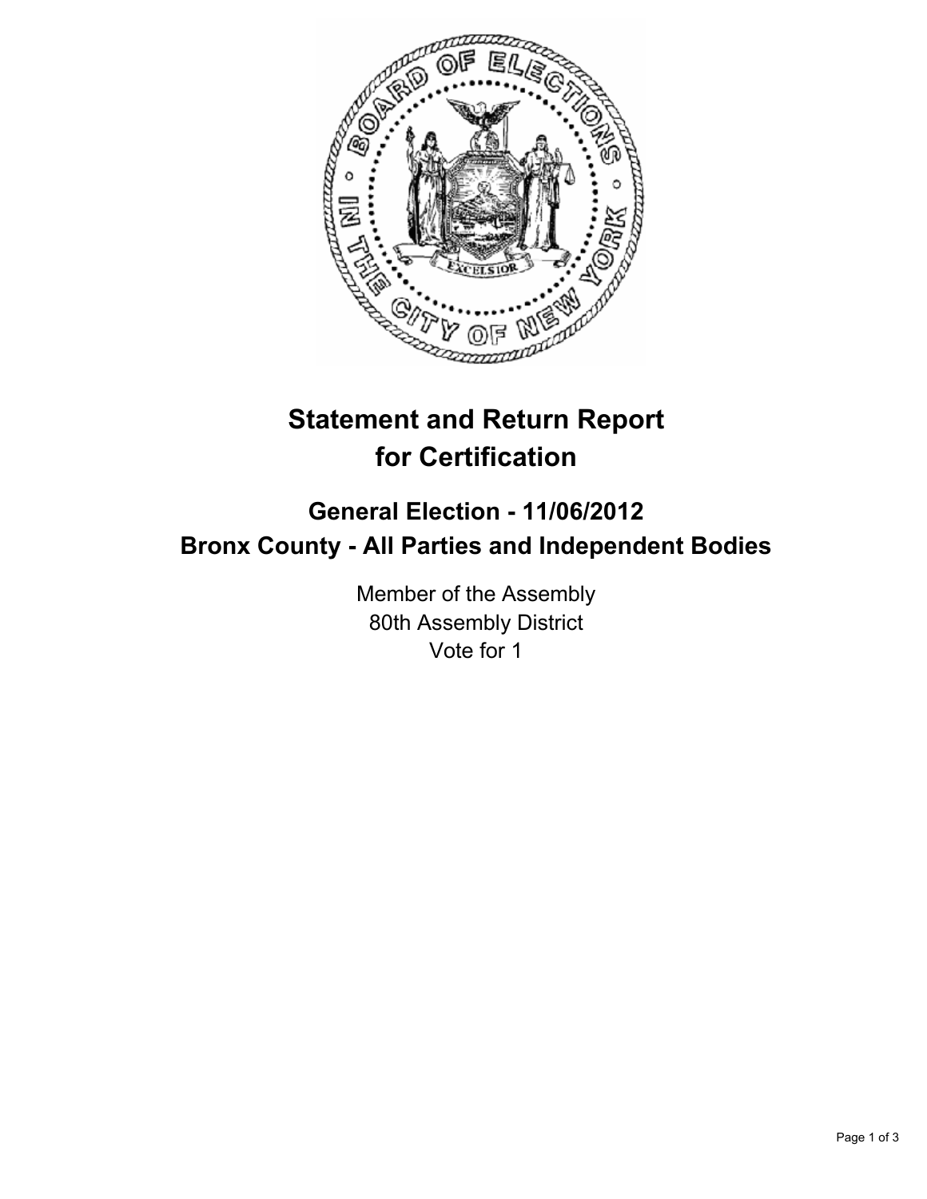# Statement and Return Report for Certification

## General Election - 11/06/2012
## Bronx County - All Parties and Independent Bodies

Member of the Assembly
80th Assembly District
Vote for 1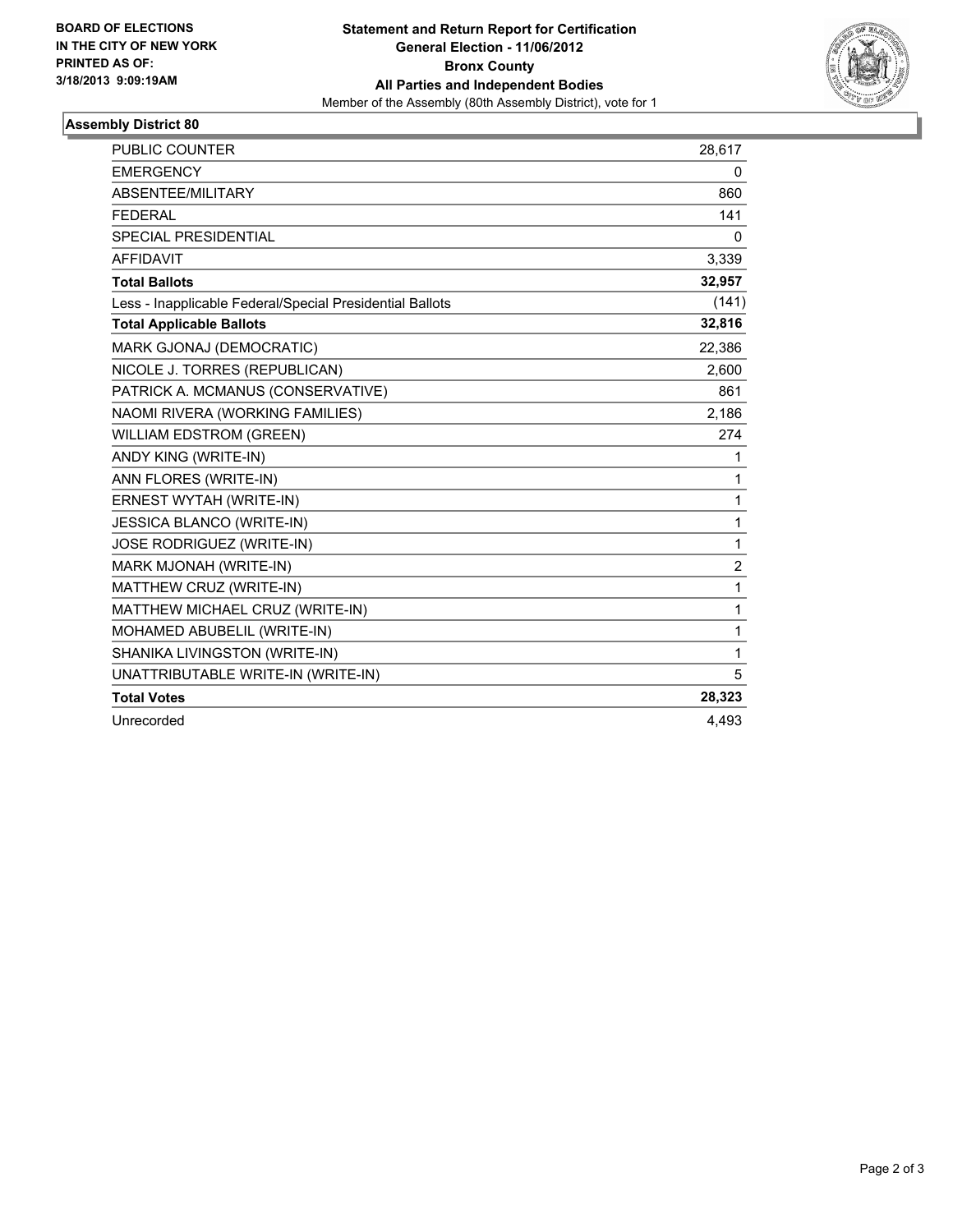**BOARD OF ELECTIONS IN THE CITY OF NEW YORK PRINTED AS OF: 3/18/2013 9:09:19AM**

**Statement and Return Report for Certification**
**General Election - 11/06/2012**
**Bronx County**
**All Parties and Independent Bodies**
Member of the Assembly (80th Assembly District), vote for 1

## Assembly District 80

| | |
|---|---|
| PUBLIC COUNTER | 28,617 |
| EMERGENCY | 0 |
| ABSENTEE/MILITARY | 860 |
| FEDERAL | 141 |
| SPECIAL PRESIDENTIAL | 0 |
| AFFIDAVIT | 3,339 |
| **Total Ballots** | **32,957** |
| Less - Inapplicable Federal/Special Presidential Ballots | (141) |
| **Total Applicable Ballots** | **32,816** |
| MARK GJONAJ (DEMOCRATIC) | 22,386 |
| NICOLE J. TORRES (REPUBLICAN) | 2,600 |
| PATRICK A. MCMANUS (CONSERVATIVE) | 861 |
| NAOMI RIVERA (WORKING FAMILIES) | 2,186 |
| WILLIAM EDSTROM (GREEN) | 274 |
| ANDY KING (WRITE-IN) | 1 |
| ANN FLORES (WRITE-IN) | 1 |
| ERNEST WYTAH (WRITE-IN) | 1 |
| JESSICA BLANCO (WRITE-IN) | 1 |
| JOSE RODRIGUEZ (WRITE-IN) | 1 |
| MARK MJONAH (WRITE-IN) | 2 |
| MATTHEW CRUZ (WRITE-IN) | 1 |
| MATTHEW MICHAEL CRUZ (WRITE-IN) | 1 |
| MOHAMED ABUBELIL (WRITE-IN) | 1 |
| SHANIKA LIVINGSTON (WRITE-IN) | 1 |
| UNATTRIBUTABLE WRITE-IN (WRITE-IN) | 5 |
| **Total Votes** | **28,323** |
| Unrecorded | 4,493 |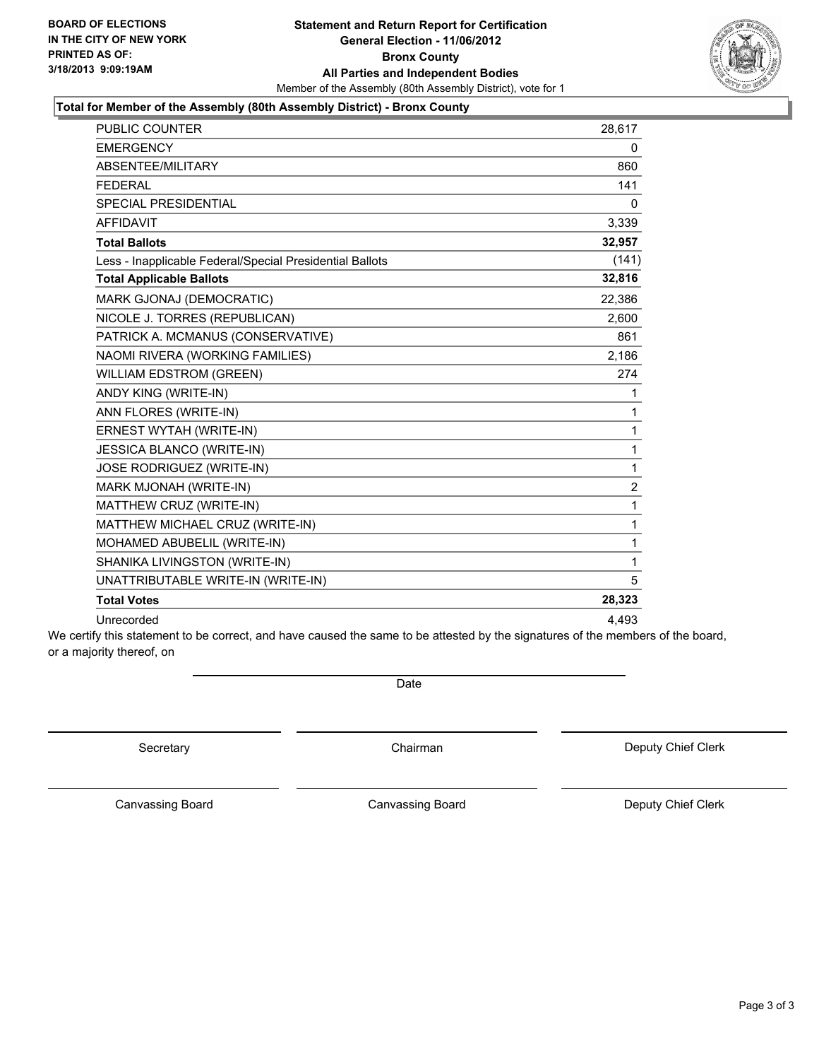**BOARD OF ELECTIONS**
**IN THE CITY OF NEW YORK**
**PRINTED AS OF:**
**3/18/2013 9:09:19AM**

**Statement and Return Report for Certification**
**General Election - 11/06/2012**
**Bronx County**
**All Parties and Independent Bodies**
Member of the Assembly (80th Assembly District), vote for 1

### Total for Member of the Assembly (80th Assembly District) - Bronx County

| | |
|---|---|
| PUBLIC COUNTER | 28,617 |
| EMERGENCY | 0 |
| ABSENTEE/MILITARY | 860 |
| FEDERAL | 141 |
| SPECIAL PRESIDENTIAL | 0 |
| AFFIDAVIT | 3,339 |
| **Total Ballots** | **32,957** |
| Less - Inapplicable Federal/Special Presidential Ballots | (141) |
| **Total Applicable Ballots** | **32,816** |
| MARK GJONAJ (DEMOCRATIC) | 22,386 |
| NICOLE J. TORRES (REPUBLICAN) | 2,600 |
| PATRICK A. MCMANUS (CONSERVATIVE) | 861 |
| NAOMI RIVERA (WORKING FAMILIES) | 2,186 |
| WILLIAM EDSTROM (GREEN) | 274 |
| ANDY KING (WRITE-IN) | 1 |
| ANN FLORES (WRITE-IN) | 1 |
| ERNEST WYTAH (WRITE-IN) | 1 |
| JESSICA BLANCO (WRITE-IN) | 1 |
| JOSE RODRIGUEZ (WRITE-IN) | 1 |
| MARK MJONAH (WRITE-IN) | 2 |
| MATTHEW CRUZ (WRITE-IN) | 1 |
| MATTHEW MICHAEL CRUZ (WRITE-IN) | 1 |
| MOHAMED ABUBELIL (WRITE-IN) | 1 |
| SHANIKA LIVINGSTON (WRITE-IN) | 1 |
| UNATTRIBUTABLE WRITE-IN (WRITE-IN) | 5 |
| **Total Votes** | **28,323** |
| Unrecorded | 4,493 |

We certify this statement to be correct, and have caused the same to be attested by the signatures of the members of the board, or a majority thereof, on

Date

Secretary

Chairman

Deputy Chief Clerk

Canvassing Board

Canvassing Board

Deputy Chief Clerk